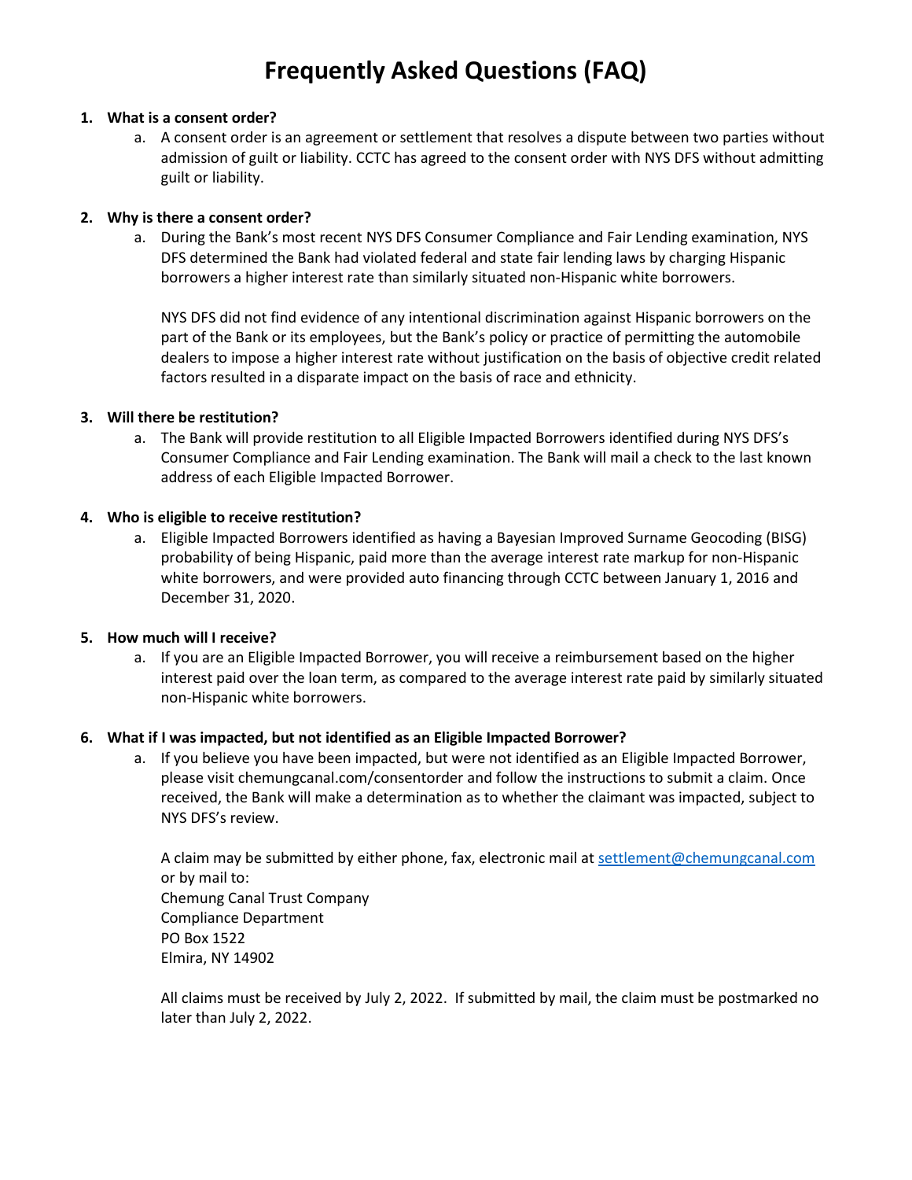# Frequently Asked Questions (FAQ)

1. **What is a consent order?**
   a. A consent order is an agreement or settlement that resolves a dispute between two parties without admission of guilt or liability. CCTC has agreed to the consent order with NYS DFS without admitting guilt or liability.

2. **Why is there a consent order?**
   a. During the Bank's most recent NYS DFS Consumer Compliance and Fair Lending examination, NYS DFS determined the Bank had violated federal and state fair lending laws by charging Hispanic borrowers a higher interest rate than similarly situated non-Hispanic white borrowers.

      NYS DFS did not find evidence of any intentional discrimination against Hispanic borrowers on the part of the Bank or its employees, but the Bank's policy or practice of permitting the automobile dealers to impose a higher interest rate without justification on the basis of objective credit related factors resulted in a disparate impact on the basis of race and ethnicity.

3. **Will there be restitution?**
   a. The Bank will provide restitution to all Eligible Impacted Borrowers identified during NYS DFS's Consumer Compliance and Fair Lending examination. The Bank will mail a check to the last known address of each Eligible Impacted Borrower.

4. **Who is eligible to receive restitution?**
   a. Eligible Impacted Borrowers identified as having a Bayesian Improved Surname Geocoding (BISG) probability of being Hispanic, paid more than the average interest rate markup for non-Hispanic white borrowers, and were provided auto financing through CCTC between January 1, 2016 and December 31, 2020.

5. **How much will I receive?**
   a. If you are an Eligible Impacted Borrower, you will receive a reimbursement based on the higher interest paid over the loan term, as compared to the average interest rate paid by similarly situated non-Hispanic white borrowers.

6. **What if I was impacted, but not identified as an Eligible Impacted Borrower?**
   a. If you believe you have been impacted, but were not identified as an Eligible Impacted Borrower, please visit chemungcanal.com/consentorder and follow the instructions to submit a claim. Once received, the Bank will make a determination as to whether the claimant was impacted, subject to NYS DFS's review.

      A claim may be submitted by either phone, fax, electronic mail at settlement@chemungcanal.com or by mail to:
      Chemung Canal Trust Company
      Compliance Department
      PO Box 1522
      Elmira, NY 14902

      All claims must be received by July 2, 2022. If submitted by mail, the claim must be postmarked no later than July 2, 2022.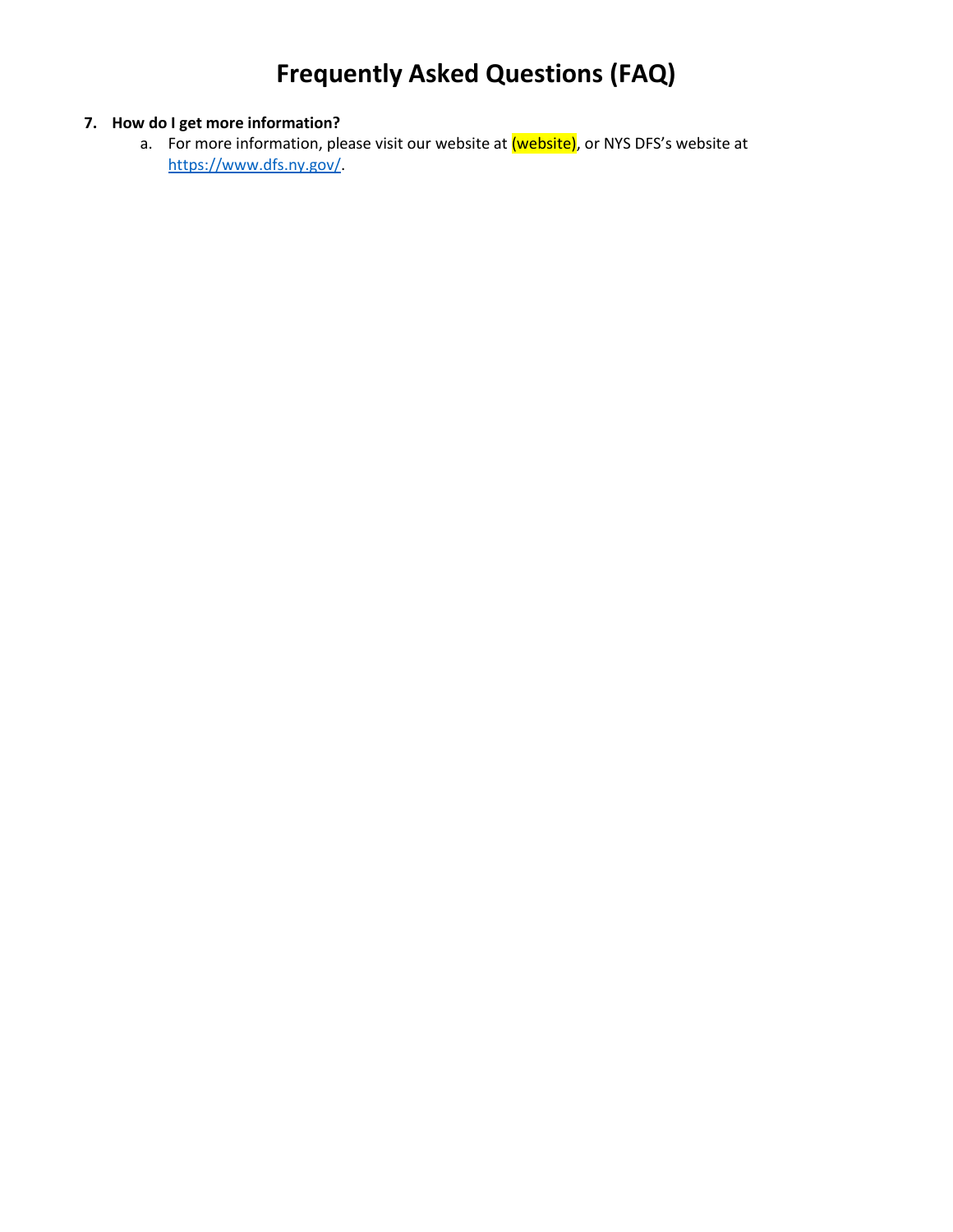# Frequently Asked Questions (FAQ)

7. **How do I get more information?**
    a. For more information, please visit our website at (website), or NYS DFS's website at https://www.dfs.ny.gov/.